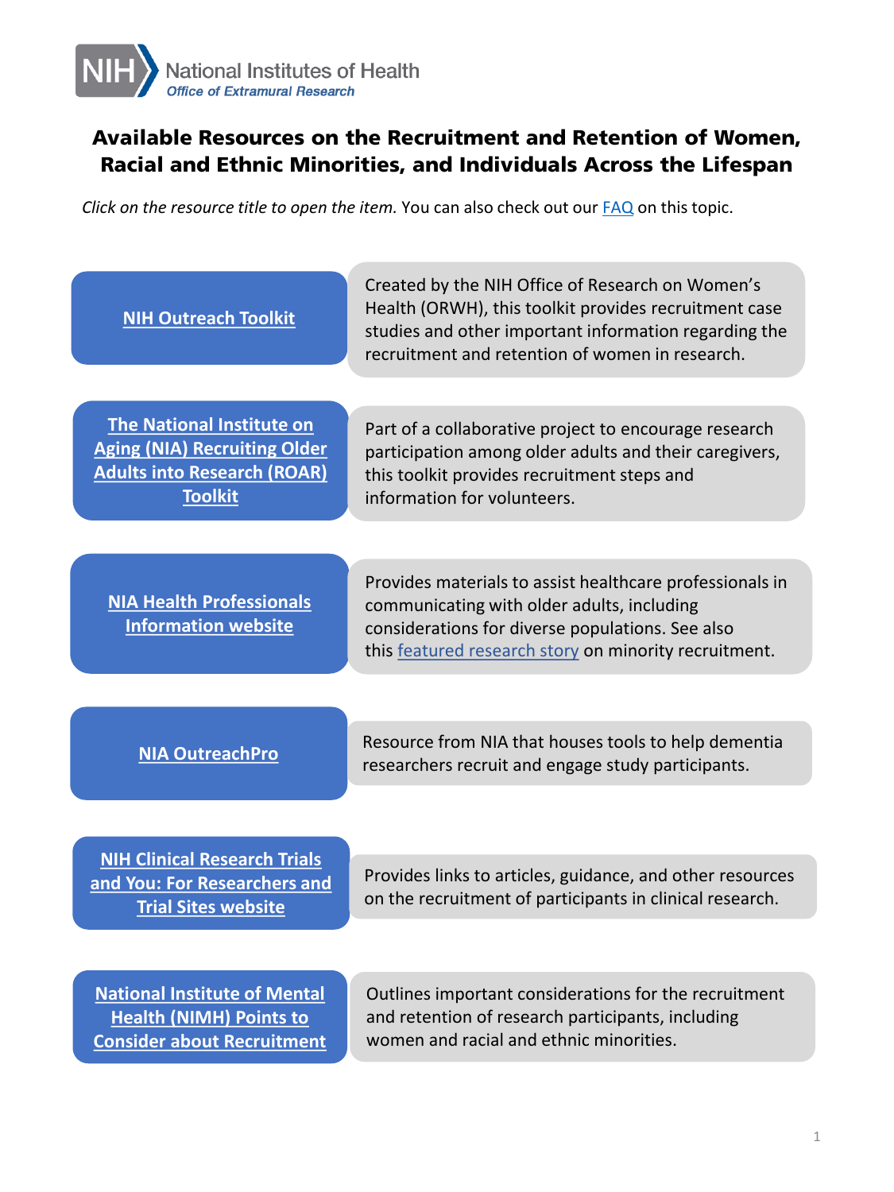National Institutes of Health
*Office of Extramural Research*

# Available Resources on the Recruitment and Retention of Women, Racial and Ethnic Minorities, and Individuals Across the Lifespan

*Click on the resource title to open the item.* You can also check out our FAQ on this topic.

| | |
|---|---|
| **NIH Outreach Toolkit** | Created by the NIH Office of Research on Women's Health (ORWH), this toolkit provides recruitment case studies and other important information regarding the recruitment and retention of women in research. |
| **The National Institute on Aging (NIA) Recruiting Older Adults into Research (ROAR) Toolkit** | Part of a collaborative project to encourage research participation among older adults and their caregivers, this toolkit provides recruitment steps and information for volunteers. |
| **NIA Health Professionals Information website** | Provides materials to assist healthcare professionals in communicating with older adults, including considerations for diverse populations. See also this featured research story on minority recruitment. |
| **NIA OutreachPro** | Resource from NIA that houses tools to help dementia researchers recruit and engage study participants. |
| **NIH Clinical Research Trials and You: For Researchers and Trial Sites website** | Provides links to articles, guidance, and other resources on the recruitment of participants in clinical research. |
| **National Institute of Mental Health (NIMH) Points to Consider about Recruitment** | Outlines important considerations for the recruitment and retention of research participants, including women and racial and ethnic minorities. |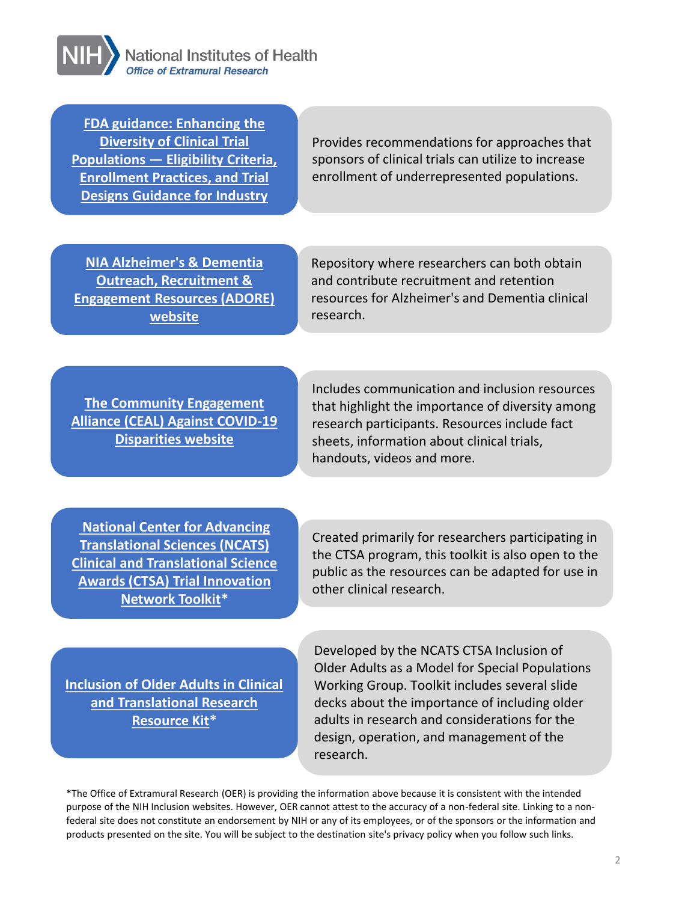| | |
|---|---|
| **FDA guidance: Enhancing the Diversity of Clinical Trial Populations — Eligibility Criteria, Enrollment Practices, and Trial Designs Guidance for Industry** | Provides recommendations for approaches that sponsors of clinical trials can utilize to increase enrollment of underrepresented populations. |
| **NIA Alzheimer's & Dementia Outreach, Recruitment & Engagement Resources (ADORE) website** | Repository where researchers can both obtain and contribute recruitment and retention resources for Alzheimer's and Dementia clinical research. |
| **The Community Engagement Alliance (CEAL) Against COVID-19 Disparities website** | Includes communication and inclusion resources that highlight the importance of diversity among research participants. Resources include fact sheets, information about clinical trials, handouts, videos and more. |
| **National Center for Advancing Translational Sciences (NCATS) Clinical and Translational Science Awards (CTSA) Trial Innovation Network Toolkit*** | Created primarily for researchers participating in the CTSA program, this toolkit is also open to the public as the resources can be adapted for use in other clinical research. |
| **Inclusion of Older Adults in Clinical and Translational Research Resource Kit*** | Developed by the NCATS CTSA Inclusion of Older Adults as a Model for Special Populations Working Group. Toolkit includes several slide decks about the importance of including older adults in research and considerations for the design, operation, and management of the research. |

*The Office of Extramural Research (OER) is providing the information above because it is consistent with the intended purpose of the NIH Inclusion websites. However, OER cannot attest to the accuracy of a non-federal site. Linking to a non-federal site does not constitute an endorsement by NIH or any of its employees, or of the sponsors or the information and products presented on the site. You will be subject to the destination site's privacy policy when you follow such links.